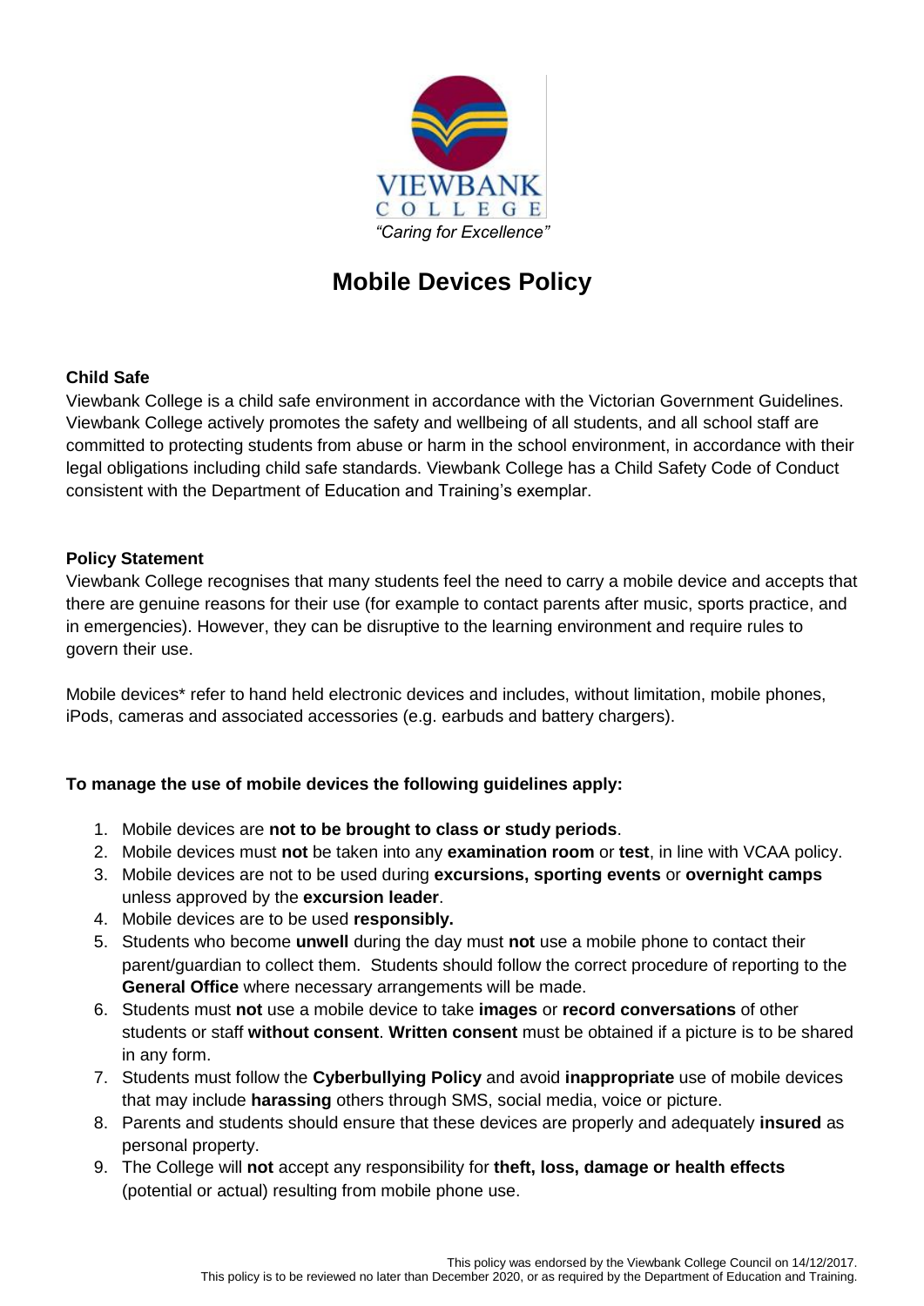VIEWBANK COLLEGE

*"Caring for Excellence"*

# Mobile Devices Policy

**Child Safe**

Viewbank College is a child safe environment in accordance with the Victorian Government Guidelines. Viewbank College actively promotes the safety and wellbeing of all students, and all school staff are committed to protecting students from abuse or harm in the school environment, in accordance with their legal obligations including child safe standards. Viewbank College has a Child Safety Code of Conduct consistent with the Department of Education and Training's exemplar.

**Policy Statement**

Viewbank College recognises that many students feel the need to carry a mobile device and accepts that there are genuine reasons for their use (for example to contact parents after music, sports practice, and in emergencies). However, they can be disruptive to the learning environment and require rules to govern their use.

Mobile devices* refer to hand held electronic devices and includes, without limitation, mobile phones, iPods, cameras and associated accessories (e.g. earbuds and battery chargers).

**To manage the use of mobile devices the following guidelines apply:**

1. Mobile devices are **not to be brought to class or study periods**.
2. Mobile devices must **not** be taken into any **examination room** or **test**, in line with VCAA policy.
3. Mobile devices are not to be used during **excursions, sporting events** or **overnight camps** unless approved by the **excursion leader**.
4. Mobile devices are to be used **responsibly.**
5. Students who become **unwell** during the day must **not** use a mobile phone to contact their parent/guardian to collect them. Students should follow the correct procedure of reporting to the **General Office** where necessary arrangements will be made.
6. Students must **not** use a mobile device to take **images** or **record conversations** of other students or staff **without consent**. **Written consent** must be obtained if a picture is to be shared in any form.
7. Students must follow the **Cyberbullying Policy** and avoid **inappropriate** use of mobile devices that may include **harassing** others through SMS, social media, voice or picture.
8. Parents and students should ensure that these devices are properly and adequately **insured** as personal property.
9. The College will **not** accept any responsibility for **theft, loss, damage or health effects** (potential or actual) resulting from mobile phone use.

This policy was endorsed by the Viewbank College Council on 14/12/2017.
This policy is to be reviewed no later than December 2020, or as required by the Department of Education and Training.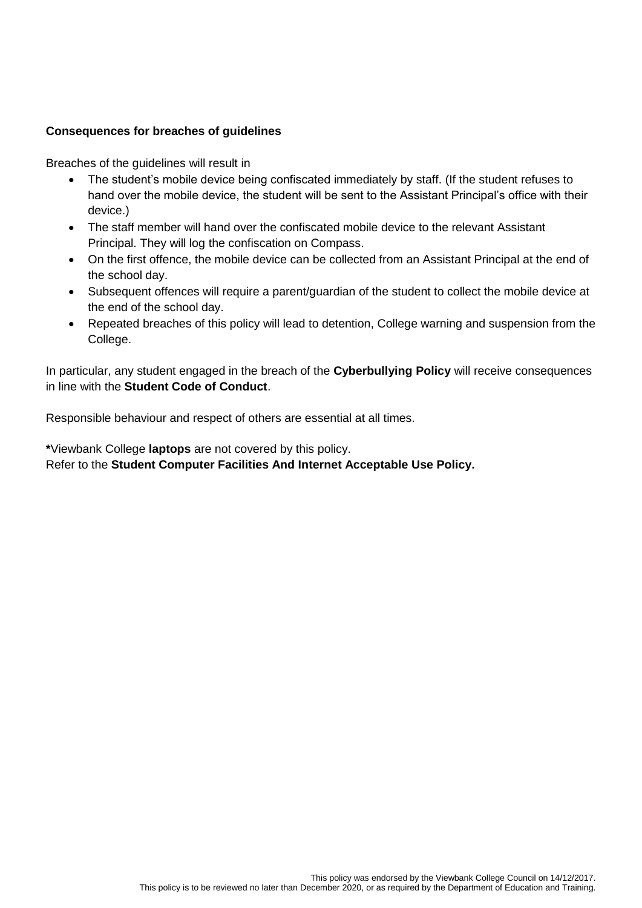**Consequences for breaches of guidelines**

Breaches of the guidelines will result in

- The student's mobile device being confiscated immediately by staff. (If the student refuses to hand over the mobile device, the student will be sent to the Assistant Principal's office with their device.)
- The staff member will hand over the confiscated mobile device to the relevant Assistant Principal. They will log the confiscation on Compass.
- On the first offence, the mobile device can be collected from an Assistant Principal at the end of the school day.
- Subsequent offences will require a parent/guardian of the student to collect the mobile device at the end of the school day.
- Repeated breaches of this policy will lead to detention, College warning and suspension from the College.

In particular, any student engaged in the breach of the **Cyberbullying Policy** will receive consequences in line with the **Student Code of Conduct**.

Responsible behaviour and respect of others are essential at all times.

**\***Viewbank College **laptops** are not covered by this policy.
Refer to the **Student Computer Facilities And Internet Acceptable Use Policy.**

This policy was endorsed by the Viewbank College Council on 14/12/2017.
This policy is to be reviewed no later than December 2020, or as required by the Department of Education and Training.